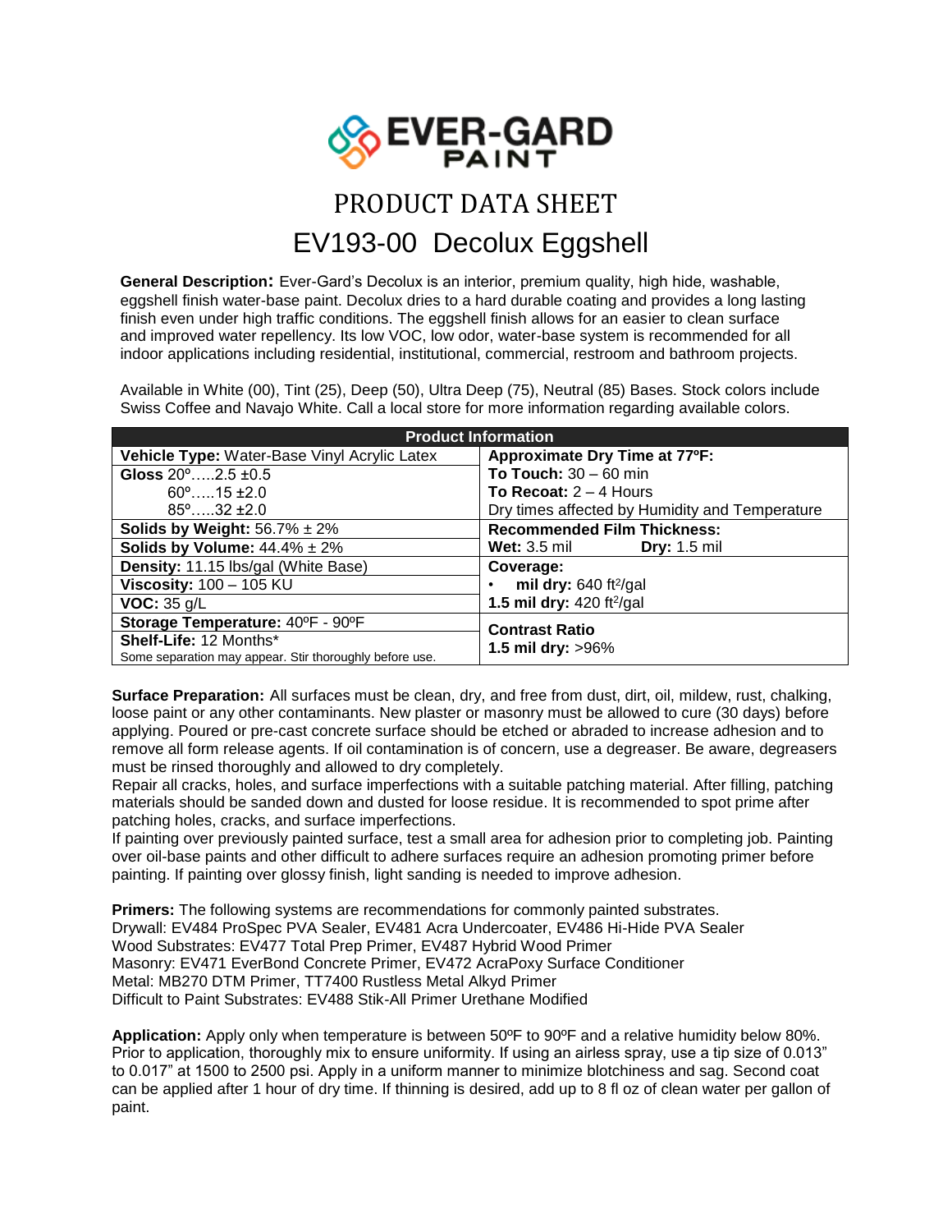# PRODUCT DATA SHEET

## EV193-00 Decolux Eggshell

**General Description:** Ever-Gard's Decolux is an interior, premium quality, high hide, washable, eggshell finish water-base paint. Decolux dries to a hard durable coating and provides a long lasting finish even under high traffic conditions. The eggshell finish allows for an easier to clean surface and improved water repellency. Its low VOC, low odor, water-base system is recommended for all indoor applications including residential, institutional, commercial, restroom and bathroom projects.

Available in White (00), Tint (25), Deep (50), Ultra Deep (75), Neutral (85) Bases. Stock colors include Swiss Coffee and Navajo White. Call a local store for more information regarding available colors.

| Product Information | |
|---|---|
| **Vehicle Type:** Water-Base Vinyl Acrylic Latex | **Approximate Dry Time at 77ºF:** |
| **Gloss** 20º…..2.5 ±0.5<br>60º…..15 ±2.0<br>85º…..32 ±2.0 | **To Touch:** 30 – 60 min<br>**To Recoat:** 2 – 4 Hours<br>Dry times affected by Humidity and Temperature |
| **Solids by Weight:** 56.7% ± 2% | **Recommended Film Thickness:** |
| **Solids by Volume:** 44.4% ± 2% | **Wet:** 3.5 mil **Dry:** 1.5 mil |
| **Density:** 11.15 lbs/gal (White Base) | **Coverage:** |
| **Viscosity:** 100 – 105 KU | • **mil dry:** 640 ft²/gal |
| **VOC:** 35 g/L | **1.5 mil dry:** 420 ft²/gal |
| **Storage Temperature:** 40ºF - 90ºF | **Contrast Ratio** |
| **Shelf-Life:** 12 Months*<br>Some separation may appear. Stir thoroughly before use. | **1.5 mil dry:** >96% |

**Surface Preparation:** All surfaces must be clean, dry, and free from dust, dirt, oil, mildew, rust, chalking, loose paint or any other contaminants. New plaster or masonry must be allowed to cure (30 days) before applying. Poured or pre-cast concrete surface should be etched or abraded to increase adhesion and to remove all form release agents. If oil contamination is of concern, use a degreaser. Be aware, degreasers must be rinsed thoroughly and allowed to dry completely.
Repair all cracks, holes, and surface imperfections with a suitable patching material. After filling, patching materials should be sanded down and dusted for loose residue. It is recommended to spot prime after patching holes, cracks, and surface imperfections.
If painting over previously painted surface, test a small area for adhesion prior to completing job. Painting over oil-base paints and other difficult to adhere surfaces require an adhesion promoting primer before painting. If painting over glossy finish, light sanding is needed to improve adhesion.

**Primers:** The following systems are recommendations for commonly painted substrates.
Drywall: EV484 ProSpec PVA Sealer, EV481 Acra Undercoater, EV486 Hi-Hide PVA Sealer
Wood Substrates: EV477 Total Prep Primer, EV487 Hybrid Wood Primer
Masonry: EV471 EverBond Concrete Primer, EV472 AcraPoxy Surface Conditioner
Metal: MB270 DTM Primer, TT7400 Rustless Metal Alkyd Primer
Difficult to Paint Substrates: EV488 Stik-All Primer Urethane Modified

**Application:** Apply only when temperature is between 50ºF to 90ºF and a relative humidity below 80%. Prior to application, thoroughly mix to ensure uniformity. If using an airless spray, use a tip size of 0.013" to 0.017" at 1500 to 2500 psi. Apply in a uniform manner to minimize blotchiness and sag. Second coat can be applied after 1 hour of dry time. If thinning is desired, add up to 8 fl oz of clean water per gallon of paint.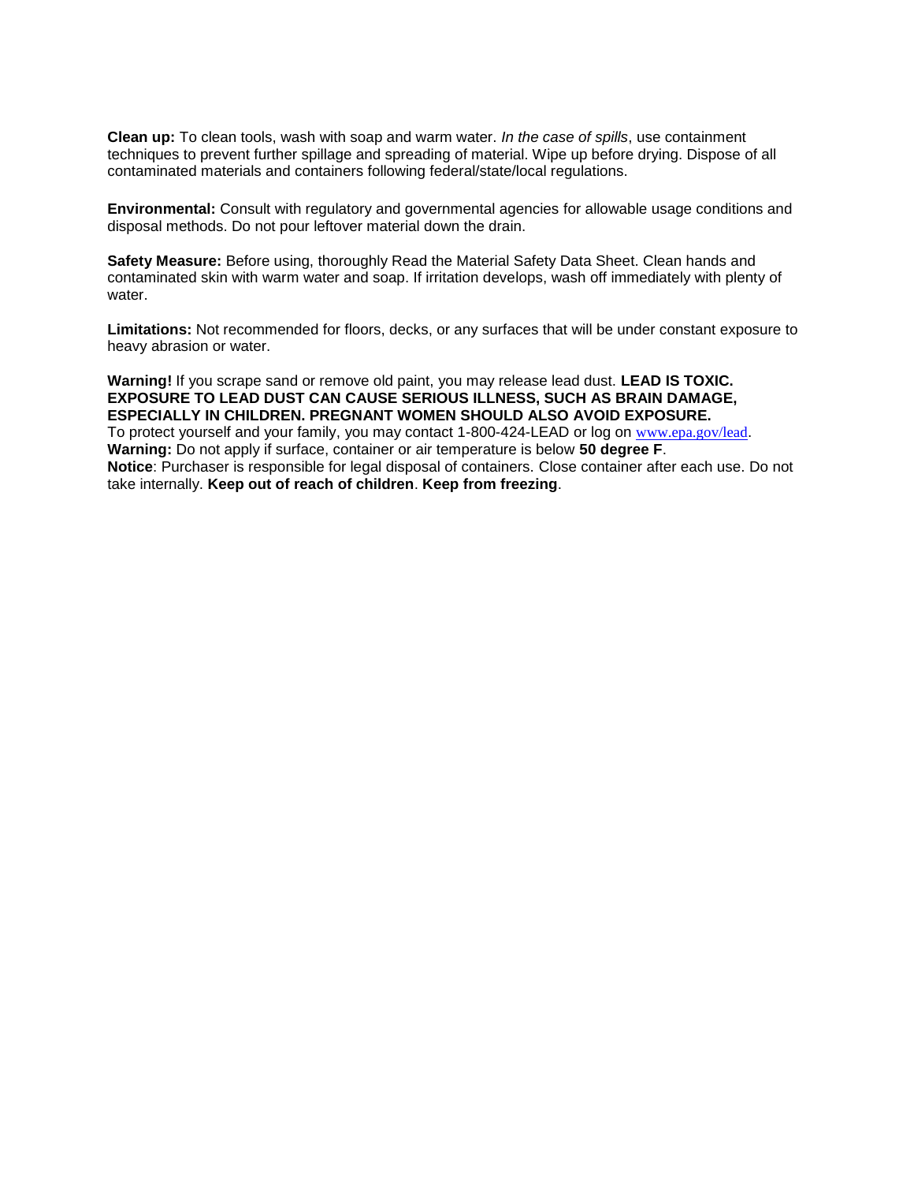**Clean up:** To clean tools, wash with soap and warm water. *In the case of spills*, use containment techniques to prevent further spillage and spreading of material. Wipe up before drying. Dispose of all contaminated materials and containers following federal/state/local regulations.

**Environmental:** Consult with regulatory and governmental agencies for allowable usage conditions and disposal methods. Do not pour leftover material down the drain.

**Safety Measure:** Before using, thoroughly Read the Material Safety Data Sheet. Clean hands and contaminated skin with warm water and soap. If irritation develops, wash off immediately with plenty of water.

**Limitations:** Not recommended for floors, decks, or any surfaces that will be under constant exposure to heavy abrasion or water.

**Warning!** If you scrape sand or remove old paint, you may release lead dust. **LEAD IS TOXIC. EXPOSURE TO LEAD DUST CAN CAUSE SERIOUS ILLNESS, SUCH AS BRAIN DAMAGE, ESPECIALLY IN CHILDREN. PREGNANT WOMEN SHOULD ALSO AVOID EXPOSURE.**
To protect yourself and your family, you may contact 1-800-424-LEAD or log on www.epa.gov/lead.
**Warning:** Do not apply if surface, container or air temperature is below **50 degree F**.
**Notice**: Purchaser is responsible for legal disposal of containers. Close container after each use. Do not take internally. **Keep out of reach of children**. **Keep from freezing**.